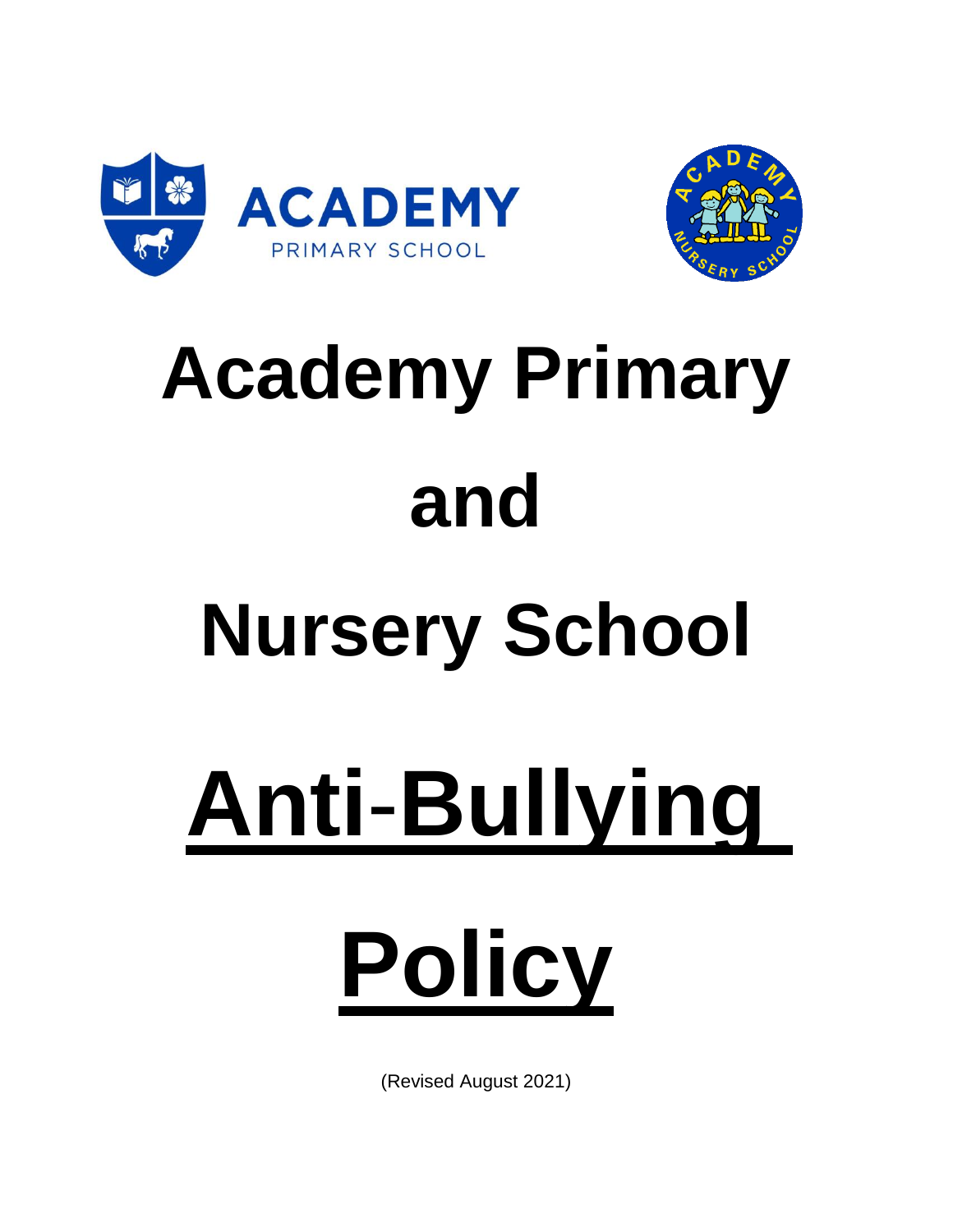ACADEMY
PRIMARY SCHOOL

ACADEMY NURSERY SCHOOL

# Academy Primary and Nursery School

# Anti-Bullying Policy

(Revised August 2021)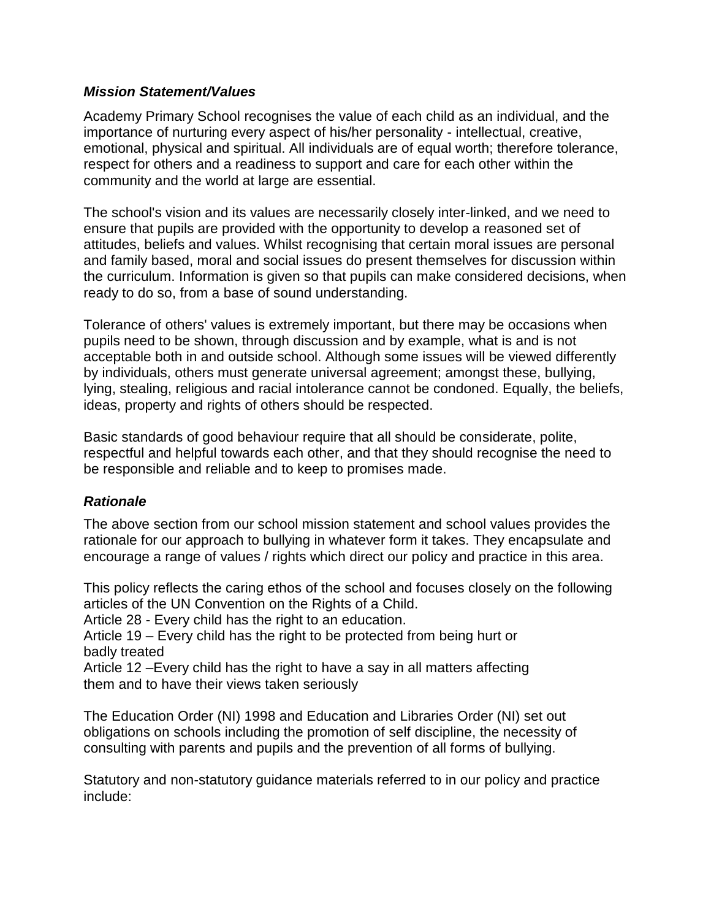### ***Mission Statement/Values***

Academy Primary School recognises the value of each child as an individual, and the importance of nurturing every aspect of his/her personality - intellectual, creative, emotional, physical and spiritual. All individuals are of equal worth; therefore tolerance, respect for others and a readiness to support and care for each other within the community and the world at large are essential.

The school's vision and its values are necessarily closely inter-linked, and we need to ensure that pupils are provided with the opportunity to develop a reasoned set of attitudes, beliefs and values. Whilst recognising that certain moral issues are personal and family based, moral and social issues do present themselves for discussion within the curriculum. Information is given so that pupils can make considered decisions, when ready to do so, from a base of sound understanding.

Tolerance of others' values is extremely important, but there may be occasions when pupils need to be shown, through discussion and by example, what is and is not acceptable both in and outside school. Although some issues will be viewed differently by individuals, others must generate universal agreement; amongst these, bullying, lying, stealing, religious and racial intolerance cannot be condoned. Equally, the beliefs, ideas, property and rights of others should be respected.

Basic standards of good behaviour require that all should be considerate, polite, respectful and helpful towards each other, and that they should recognise the need to be responsible and reliable and to keep to promises made.

### ***Rationale***

The above section from our school mission statement and school values provides the rationale for our approach to bullying in whatever form it takes. They encapsulate and encourage a range of values / rights which direct our policy and practice in this area.

This policy reflects the caring ethos of the school and focuses closely on the following articles of the UN Convention on the Rights of a Child.
Article 28 - Every child has the right to an education.
Article 19 – Every child has the right to be protected from being hurt or badly treated
Article 12 –Every child has the right to have a say in all matters affecting them and to have their views taken seriously

The Education Order (NI) 1998 and Education and Libraries Order (NI) set out obligations on schools including the promotion of self discipline, the necessity of consulting with parents and pupils and the prevention of all forms of bullying.

Statutory and non-statutory guidance materials referred to in our policy and practice include: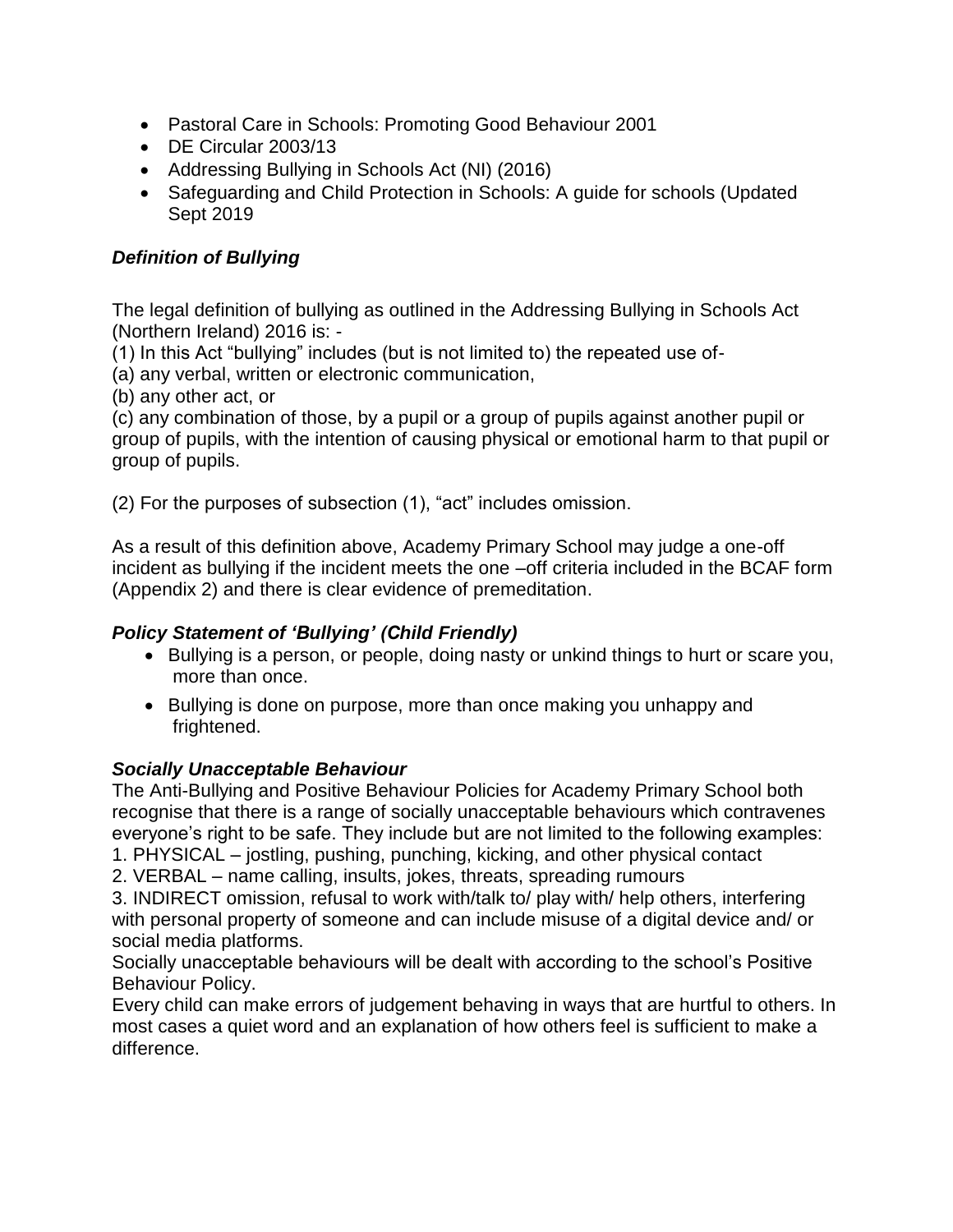- Pastoral Care in Schools: Promoting Good Behaviour 2001
- DE Circular 2003/13
- Addressing Bullying in Schools Act (NI) (2016)
- Safeguarding and Child Protection in Schools: A guide for schools (Updated Sept 2019

### *Definition of Bullying*

The legal definition of bullying as outlined in the Addressing Bullying in Schools Act (Northern Ireland) 2016 is: -

(1) In this Act "bullying" includes (but is not limited to) the repeated use of-

(a) any verbal, written or electronic communication,

(b) any other act, or

(c) any combination of those, by a pupil or a group of pupils against another pupil or group of pupils, with the intention of causing physical or emotional harm to that pupil or group of pupils.

(2) For the purposes of subsection (1), "act" includes omission.

As a result of this definition above, Academy Primary School may judge a one-off incident as bullying if the incident meets the one –off criteria included in the BCAF form (Appendix 2) and there is clear evidence of premeditation.

### *Policy Statement of 'Bullying' (Child Friendly)*

- Bullying is a person, or people, doing nasty or unkind things to hurt or scare you, more than once.
- Bullying is done on purpose, more than once making you unhappy and frightened.

### *Socially Unacceptable Behaviour*

The Anti-Bullying and Positive Behaviour Policies for Academy Primary School both recognise that there is a range of socially unacceptable behaviours which contravenes everyone's right to be safe. They include but are not limited to the following examples:

1. PHYSICAL – jostling, pushing, punching, kicking, and other physical contact
2. VERBAL – name calling, insults, jokes, threats, spreading rumours
3. INDIRECT omission, refusal to work with/talk to/ play with/ help others, interfering with personal property of someone and can include misuse of a digital device and/ or social media platforms.

Socially unacceptable behaviours will be dealt with according to the school's Positive Behaviour Policy.

Every child can make errors of judgement behaving in ways that are hurtful to others. In most cases a quiet word and an explanation of how others feel is sufficient to make a difference.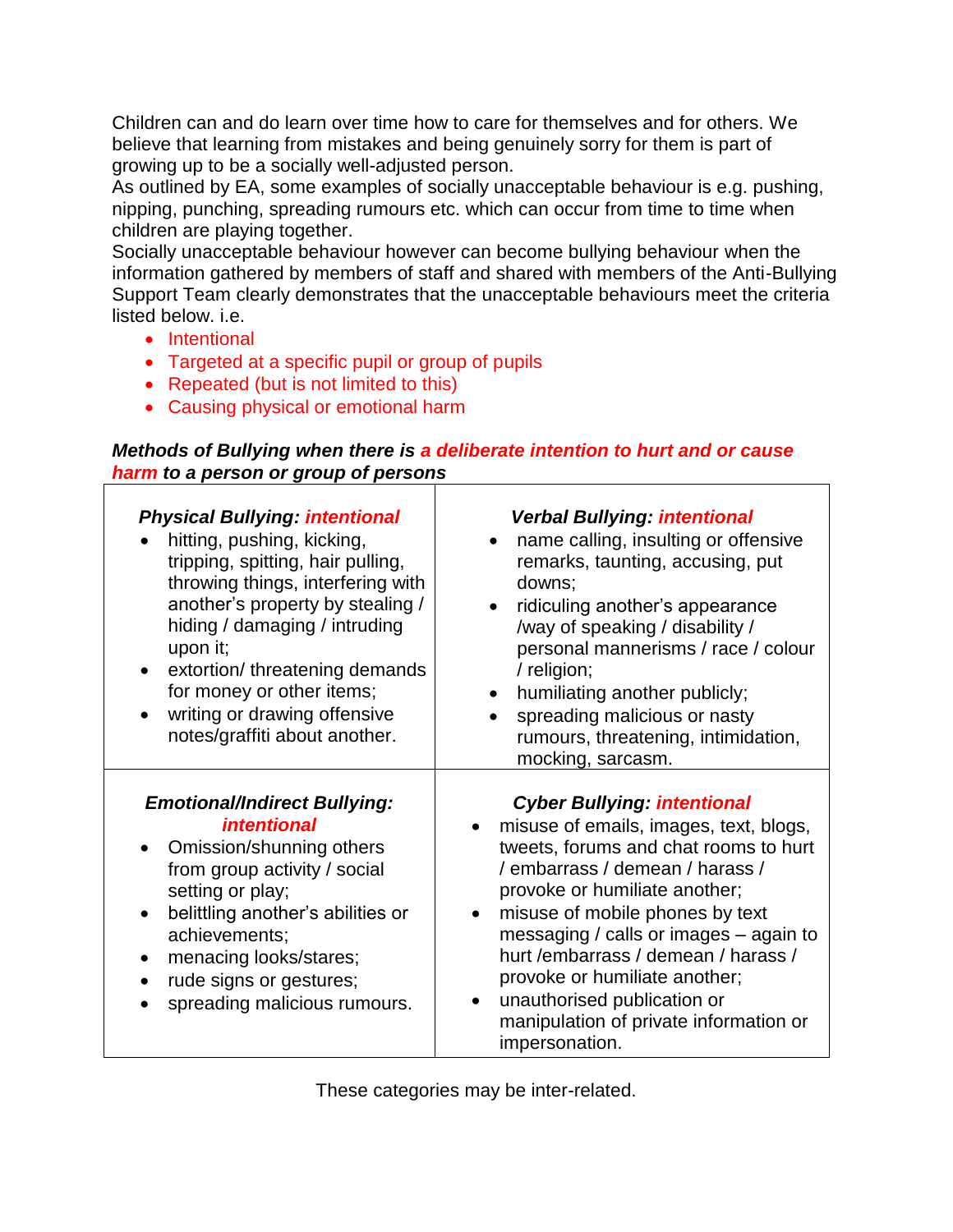Children can and do learn over time how to care for themselves and for others. We believe that learning from mistakes and being genuinely sorry for them is part of growing up to be a socially well-adjusted person.
As outlined by EA, some examples of socially unacceptable behaviour is e.g. pushing, nipping, punching, spreading rumours etc. which can occur from time to time when children are playing together.
Socially unacceptable behaviour however can become bullying behaviour when the information gathered by members of staff and shared with members of the Anti-Bullying Support Team clearly demonstrates that the unacceptable behaviours meet the criteria listed below. i.e.

- Intentional
- Targeted at a specific pupil or group of pupils
- Repeated (but is not limited to this)
- Causing physical or emotional harm

***Methods of Bullying when there is a deliberate intention to hurt and or cause harm to a person or group of persons***

| ***Physical Bullying: intentional*** | ***Verbal Bullying: intentional*** |
|---|---|
| • hitting, pushing, kicking, tripping, spitting, hair pulling, throwing things, interfering with another's property by stealing / hiding / damaging / intruding upon it;<br>• extortion/ threatening demands for money or other items;<br>• writing or drawing offensive notes/graffiti about another. | • name calling, insulting or offensive remarks, taunting, accusing, put downs;<br>• ridiculing another's appearance /way of speaking / disability / personal mannerisms / race / colour / religion;<br>• humiliating another publicly;<br>• spreading malicious or nasty rumours, threatening, intimidation, mocking, sarcasm. |
| ***Emotional/Indirect Bullying: intentional*** | ***Cyber Bullying: intentional*** |
| • Omission/shunning others from group activity / social setting or play;<br>• belittling another's abilities or achievements;<br>• menacing looks/stares;<br>• rude signs or gestures;<br>• spreading malicious rumours. | • misuse of emails, images, text, blogs, tweets, forums and chat rooms to hurt / embarrass / demean / harass / provoke or humiliate another;<br>• misuse of mobile phones by text messaging / calls or images – again to hurt /embarrass / demean / harass / provoke or humiliate another;<br>• unauthorised publication or manipulation of private information or impersonation. |

These categories may be inter-related.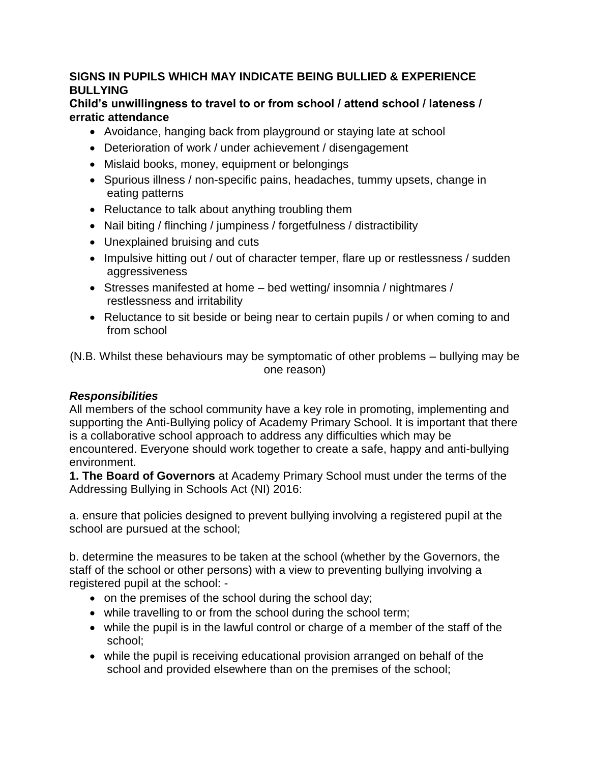**SIGNS IN PUPILS WHICH MAY INDICATE BEING BULLIED & EXPERIENCE BULLYING**

**Child's unwillingness to travel to or from school / attend school / lateness / erratic attendance**

- Avoidance, hanging back from playground or staying late at school
- Deterioration of work / under achievement / disengagement
- Mislaid books, money, equipment or belongings
- Spurious illness / non-specific pains, headaches, tummy upsets, change in eating patterns
- Reluctance to talk about anything troubling them
- Nail biting / flinching / jumpiness / forgetfulness / distractibility
- Unexplained bruising and cuts
- Impulsive hitting out / out of character temper, flare up or restlessness / sudden aggressiveness
- Stresses manifested at home – bed wetting/ insomnia / nightmares / restlessness and irritability
- Reluctance to sit beside or being near to certain pupils / or when coming to and from school

(N.B. Whilst these behaviours may be symptomatic of other problems – bullying may be one reason)

***Responsibilities***

All members of the school community have a key role in promoting, implementing and supporting the Anti-Bullying policy of Academy Primary School. It is important that there is a collaborative school approach to address any difficulties which may be encountered. Everyone should work together to create a safe, happy and anti-bullying environment.

**1. The Board of Governors** at Academy Primary School must under the terms of the Addressing Bullying in Schools Act (NI) 2016:

a. ensure that policies designed to prevent bullying involving a registered pupil at the school are pursued at the school;

b. determine the measures to be taken at the school (whether by the Governors, the staff of the school or other persons) with a view to preventing bullying involving a registered pupil at the school: -

- on the premises of the school during the school day;
- while travelling to or from the school during the school term;
- while the pupil is in the lawful control or charge of a member of the staff of the school;
- while the pupil is receiving educational provision arranged on behalf of the school and provided elsewhere than on the premises of the school;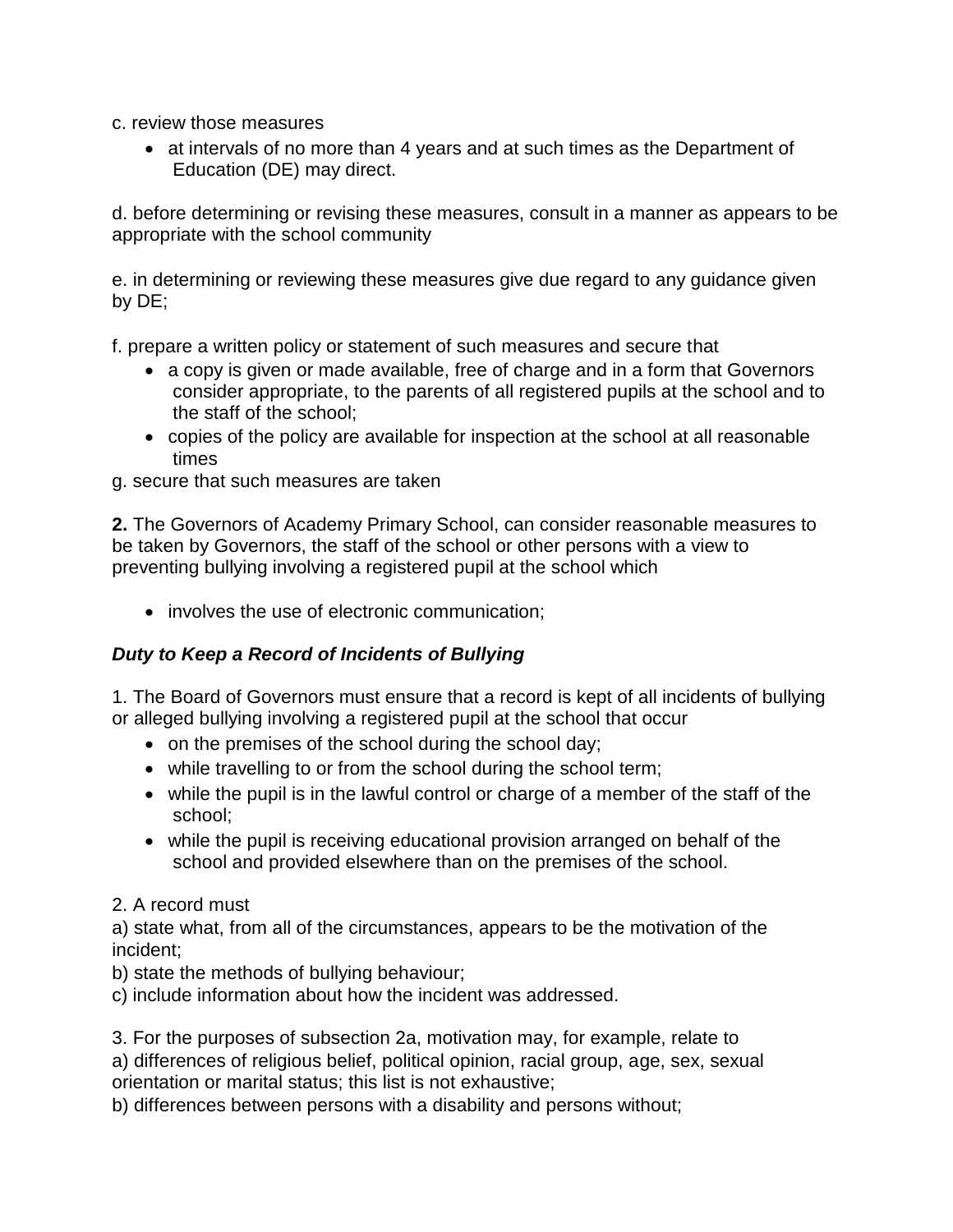c. review those measures

- at intervals of no more than 4 years and at such times as the Department of Education (DE) may direct.

d. before determining or revising these measures, consult in a manner as appears to be appropriate with the school community

e. in determining or reviewing these measures give due regard to any guidance given by DE;

f. prepare a written policy or statement of such measures and secure that

- a copy is given or made available, free of charge and in a form that Governors consider appropriate, to the parents of all registered pupils at the school and to the staff of the school;
- copies of the policy are available for inspection at the school at all reasonable times

g. secure that such measures are taken

**2.** The Governors of Academy Primary School, can consider reasonable measures to be taken by Governors, the staff of the school or other persons with a view to preventing bullying involving a registered pupil at the school which

- involves the use of electronic communication;

***Duty to Keep a Record of Incidents of Bullying***

1. The Board of Governors must ensure that a record is kept of all incidents of bullying or alleged bullying involving a registered pupil at the school that occur

- on the premises of the school during the school day;
- while travelling to or from the school during the school term;
- while the pupil is in the lawful control or charge of a member of the staff of the school;
- while the pupil is receiving educational provision arranged on behalf of the school and provided elsewhere than on the premises of the school.

2. A record must
a) state what, from all of the circumstances, appears to be the motivation of the incident;
b) state the methods of bullying behaviour;
c) include information about how the incident was addressed.

3. For the purposes of subsection 2a, motivation may, for example, relate to
a) differences of religious belief, political opinion, racial group, age, sex, sexual orientation or marital status; this list is not exhaustive;
b) differences between persons with a disability and persons without;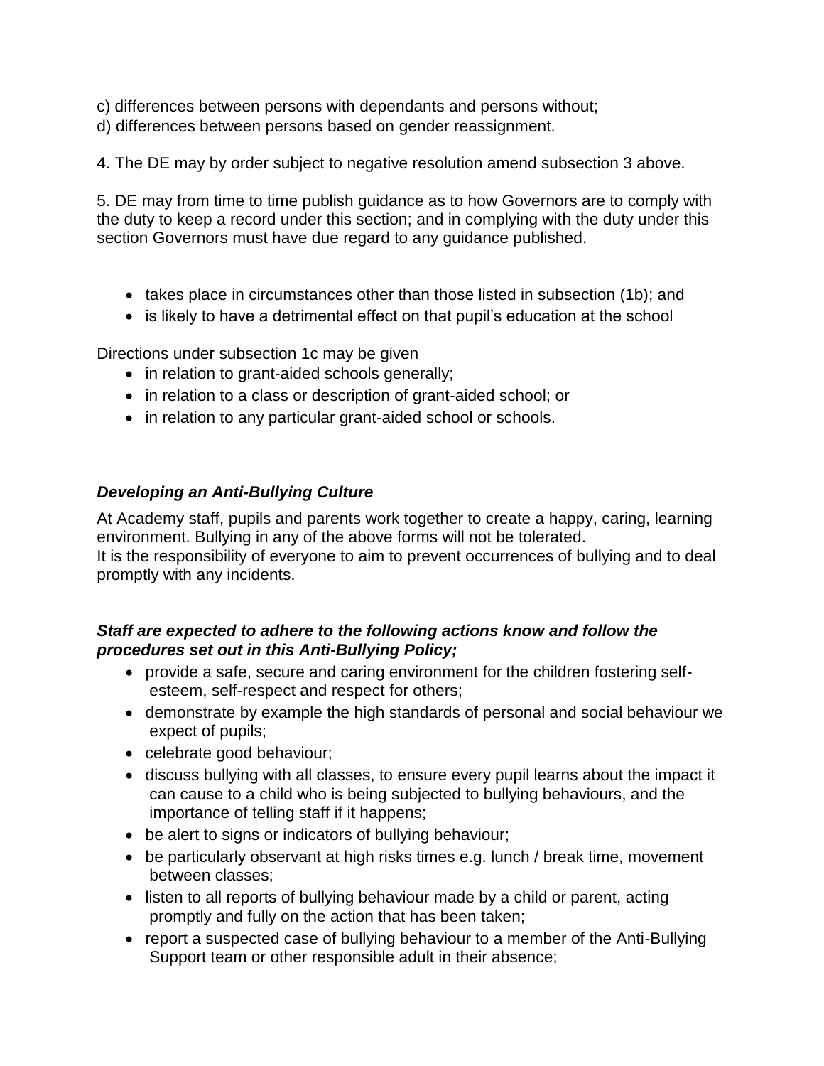c) differences between persons with dependants and persons without;
d) differences between persons based on gender reassignment.

4. The DE may by order subject to negative resolution amend subsection 3 above.

5. DE may from time to time publish guidance as to how Governors are to comply with the duty to keep a record under this section; and in complying with the duty under this section Governors must have due regard to any guidance published.

- takes place in circumstances other than those listed in subsection (1b); and
- is likely to have a detrimental effect on that pupil's education at the school

Directions under subsection 1c may be given

- in relation to grant-aided schools generally;
- in relation to a class or description of grant-aided school; or
- in relation to any particular grant-aided school or schools.

### ***Developing an Anti-Bullying Culture***

At Academy staff, pupils and parents work together to create a happy, caring, learning environment. Bullying in any of the above forms will not be tolerated.
It is the responsibility of everyone to aim to prevent occurrences of bullying and to deal promptly with any incidents.

### ***Staff are expected to adhere to the following actions know and follow the procedures set out in this Anti-Bullying Policy;***

- provide a safe, secure and caring environment for the children fostering self-esteem, self-respect and respect for others;
- demonstrate by example the high standards of personal and social behaviour we expect of pupils;
- celebrate good behaviour;
- discuss bullying with all classes, to ensure every pupil learns about the impact it can cause to a child who is being subjected to bullying behaviours, and the importance of telling staff if it happens;
- be alert to signs or indicators of bullying behaviour;
- be particularly observant at high risks times e.g. lunch / break time, movement between classes;
- listen to all reports of bullying behaviour made by a child or parent, acting promptly and fully on the action that has been taken;
- report a suspected case of bullying behaviour to a member of the Anti-Bullying Support team or other responsible adult in their absence;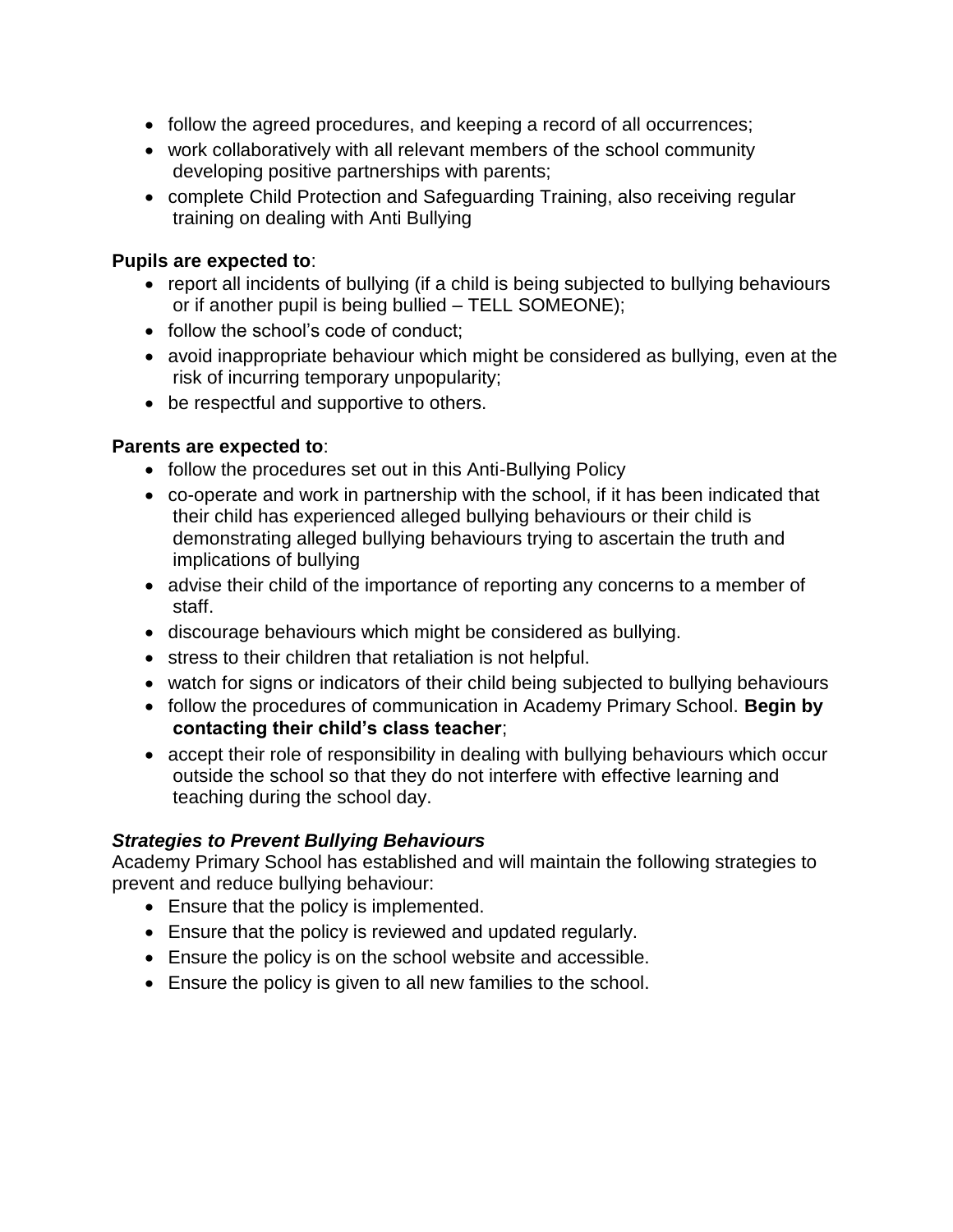- follow the agreed procedures, and keeping a record of all occurrences;
- work collaboratively with all relevant members of the school community developing positive partnerships with parents;
- complete Child Protection and Safeguarding Training, also receiving regular training on dealing with Anti Bullying

**Pupils are expected to**:

- report all incidents of bullying (if a child is being subjected to bullying behaviours or if another pupil is being bullied – TELL SOMEONE);
- follow the school's code of conduct;
- avoid inappropriate behaviour which might be considered as bullying, even at the risk of incurring temporary unpopularity;
- be respectful and supportive to others.

**Parents are expected to**:

- follow the procedures set out in this Anti-Bullying Policy
- co-operate and work in partnership with the school, if it has been indicated that their child has experienced alleged bullying behaviours or their child is demonstrating alleged bullying behaviours trying to ascertain the truth and implications of bullying
- advise their child of the importance of reporting any concerns to a member of staff.
- discourage behaviours which might be considered as bullying.
- stress to their children that retaliation is not helpful.
- watch for signs or indicators of their child being subjected to bullying behaviours
- follow the procedures of communication in Academy Primary School. **Begin by contacting their child's class teacher**;
- accept their role of responsibility in dealing with bullying behaviours which occur outside the school so that they do not interfere with effective learning and teaching during the school day.

***Strategies to Prevent Bullying Behaviours***

Academy Primary School has established and will maintain the following strategies to prevent and reduce bullying behaviour:

- Ensure that the policy is implemented.
- Ensure that the policy is reviewed and updated regularly.
- Ensure the policy is on the school website and accessible.
- Ensure the policy is given to all new families to the school.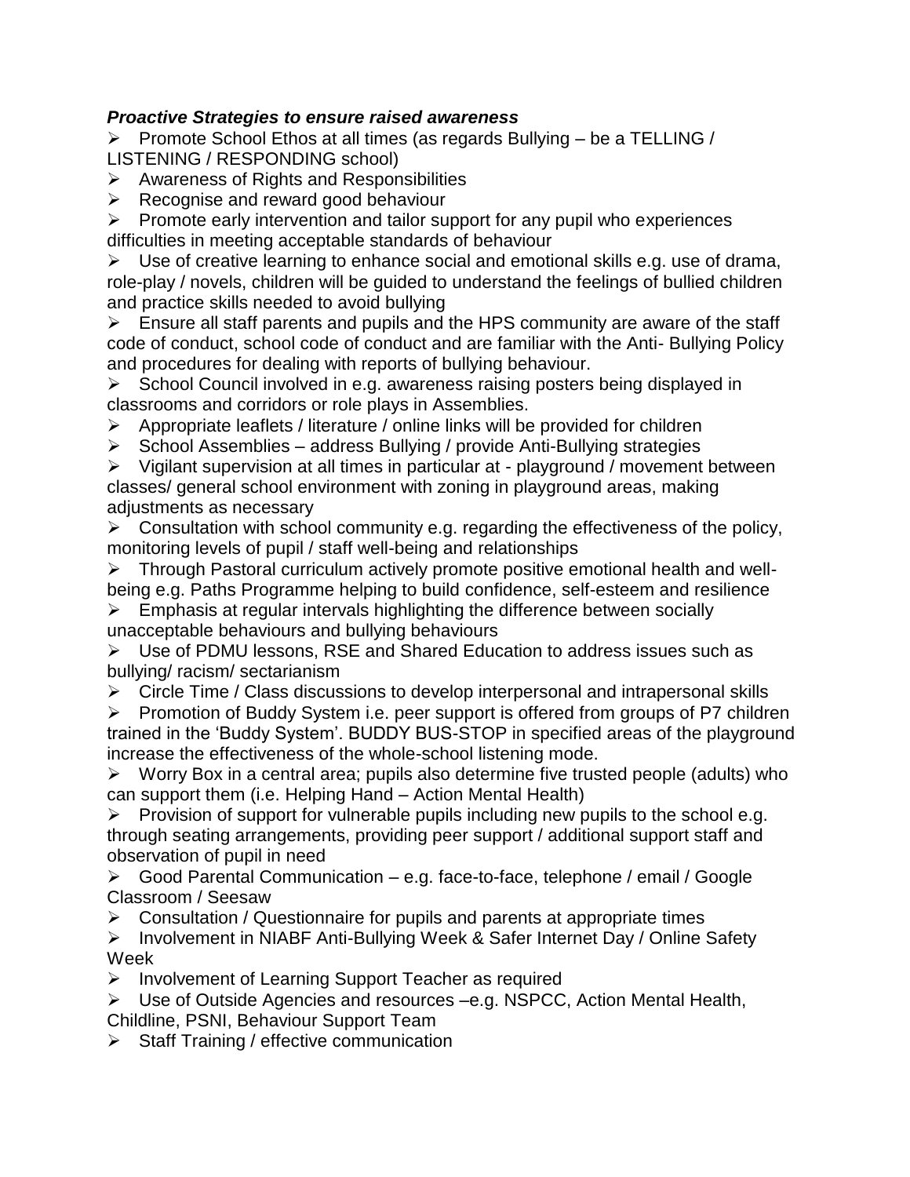***Proactive Strategies to ensure raised awareness***

- Promote School Ethos at all times (as regards Bullying – be a TELLING / LISTENING / RESPONDING school)
- Awareness of Rights and Responsibilities
- Recognise and reward good behaviour
- Promote early intervention and tailor support for any pupil who experiences difficulties in meeting acceptable standards of behaviour
- Use of creative learning to enhance social and emotional skills e.g. use of drama, role-play / novels, children will be guided to understand the feelings of bullied children and practice skills needed to avoid bullying
- Ensure all staff parents and pupils and the HPS community are aware of the staff code of conduct, school code of conduct and are familiar with the Anti- Bullying Policy and procedures for dealing with reports of bullying behaviour.
- School Council involved in e.g. awareness raising posters being displayed in classrooms and corridors or role plays in Assemblies.
- Appropriate leaflets / literature / online links will be provided for children
- School Assemblies – address Bullying / provide Anti-Bullying strategies
- Vigilant supervision at all times in particular at - playground / movement between classes/ general school environment with zoning in playground areas, making adjustments as necessary
- Consultation with school community e.g. regarding the effectiveness of the policy, monitoring levels of pupil / staff well-being and relationships
- Through Pastoral curriculum actively promote positive emotional health and well-being e.g. Paths Programme helping to build confidence, self-esteem and resilience
- Emphasis at regular intervals highlighting the difference between socially unacceptable behaviours and bullying behaviours
- Use of PDMU lessons, RSE and Shared Education to address issues such as bullying/ racism/ sectarianism
- Circle Time / Class discussions to develop interpersonal and intrapersonal skills
- Promotion of Buddy System i.e. peer support is offered from groups of P7 children trained in the 'Buddy System'. BUDDY BUS-STOP in specified areas of the playground increase the effectiveness of the whole-school listening mode.
- Worry Box in a central area; pupils also determine five trusted people (adults) who can support them (i.e. Helping Hand – Action Mental Health)
- Provision of support for vulnerable pupils including new pupils to the school e.g. through seating arrangements, providing peer support / additional support staff and observation of pupil in need
- Good Parental Communication – e.g. face-to-face, telephone / email / Google Classroom / Seesaw
- Consultation / Questionnaire for pupils and parents at appropriate times
- Involvement in NIABF Anti-Bullying Week & Safer Internet Day / Online Safety Week
- Involvement of Learning Support Teacher as required
- Use of Outside Agencies and resources –e.g. NSPCC, Action Mental Health, Childline, PSNI, Behaviour Support Team
- Staff Training / effective communication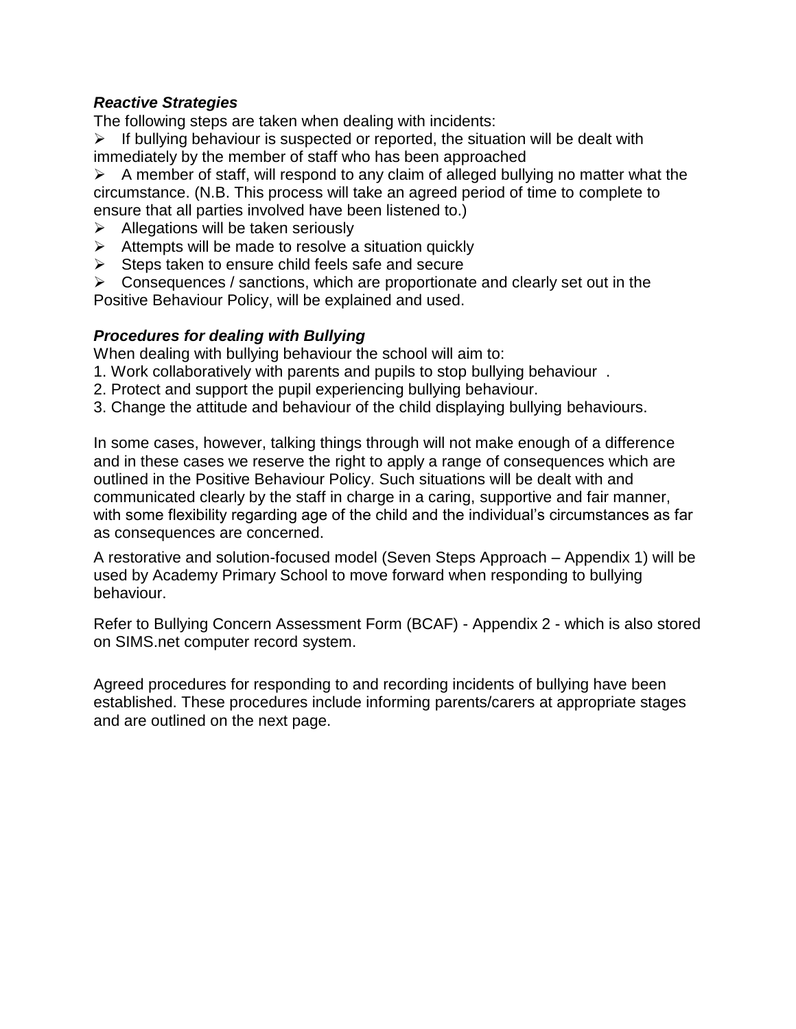***Reactive Strategies***

The following steps are taken when dealing with incidents:

- If bullying behaviour is suspected or reported, the situation will be dealt with immediately by the member of staff who has been approached
- A member of staff, will respond to any claim of alleged bullying no matter what the circumstance. (N.B. This process will take an agreed period of time to complete to ensure that all parties involved have been listened to.)
- Allegations will be taken seriously
- Attempts will be made to resolve a situation quickly
- Steps taken to ensure child feels safe and secure
- Consequences / sanctions, which are proportionate and clearly set out in the Positive Behaviour Policy, will be explained and used.

***Procedures for dealing with Bullying***

When dealing with bullying behaviour the school will aim to:

1. Work collaboratively with parents and pupils to stop bullying behaviour .
2. Protect and support the pupil experiencing bullying behaviour.
3. Change the attitude and behaviour of the child displaying bullying behaviours.

In some cases, however, talking things through will not make enough of a difference and in these cases we reserve the right to apply a range of consequences which are outlined in the Positive Behaviour Policy. Such situations will be dealt with and communicated clearly by the staff in charge in a caring, supportive and fair manner, with some flexibility regarding age of the child and the individual's circumstances as far as consequences are concerned.

A restorative and solution-focused model (Seven Steps Approach – Appendix 1) will be used by Academy Primary School to move forward when responding to bullying behaviour.

Refer to Bullying Concern Assessment Form (BCAF) - Appendix 2 - which is also stored on SIMS.net computer record system.

Agreed procedures for responding to and recording incidents of bullying have been established. These procedures include informing parents/carers at appropriate stages and are outlined on the next page.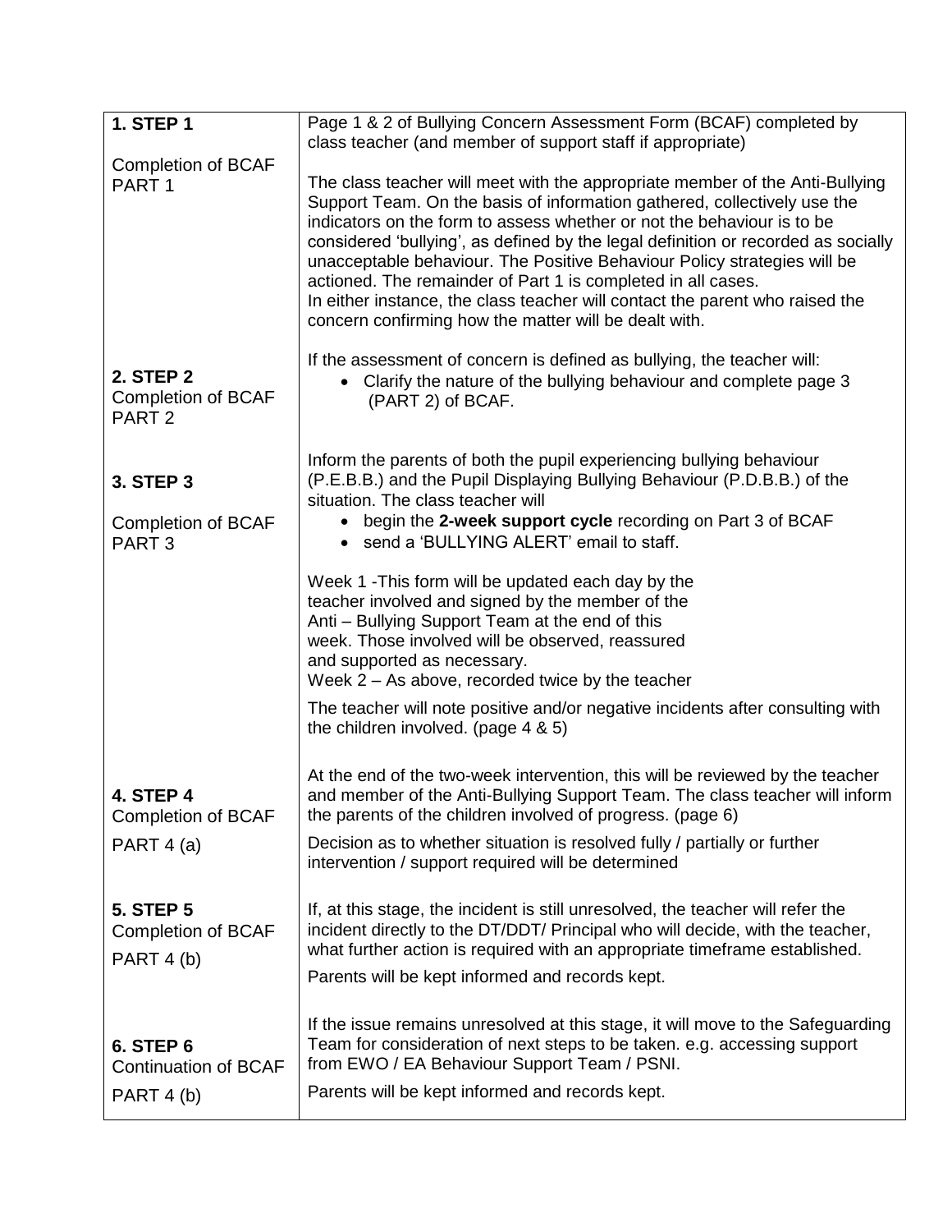| | |
|---|---|
| **1. STEP 1**<br><br>Completion of BCAF PART 1 | Page 1 & 2 of Bullying Concern Assessment Form (BCAF) completed by class teacher (and member of support staff if appropriate)<br><br>The class teacher will meet with the appropriate member of the Anti-Bullying Support Team. On the basis of information gathered, collectively use the indicators on the form to assess whether or not the behaviour is to be considered 'bullying', as defined by the legal definition or recorded as socially unacceptable behaviour. The Positive Behaviour Policy strategies will be actioned. The remainder of Part 1 is completed in all cases.<br>In either instance, the class teacher will contact the parent who raised the concern confirming how the matter will be dealt with. |
| **2. STEP 2**<br>Completion of BCAF PART 2 | If the assessment of concern is defined as bullying, the teacher will:<br>• Clarify the nature of the bullying behaviour and complete page 3 (PART 2) of BCAF. |
| **3. STEP 3**<br><br>Completion of BCAF PART 3 | Inform the parents of both the pupil experiencing bullying behaviour (P.E.B.B.) and the Pupil Displaying Bullying Behaviour (P.D.B.B.) of the situation. The class teacher will<br>• begin the **2-week support cycle** recording on Part 3 of BCAF<br>• send a 'BULLYING ALERT' email to staff.<br><br>Week 1 -This form will be updated each day by the teacher involved and signed by the member of the Anti – Bullying Support Team at the end of this week. Those involved will be observed, reassured and supported as necessary.<br>Week 2 – As above, recorded twice by the teacher<br><br>The teacher will note positive and/or negative incidents after consulting with the children involved. (page 4 & 5) |
| **4. STEP 4**<br>Completion of BCAF<br><br>PART 4 (a) | At the end of the two-week intervention, this will be reviewed by the teacher and member of the Anti-Bullying Support Team. The class teacher will inform the parents of the children involved of progress. (page 6)<br><br>Decision as to whether situation is resolved fully / partially or further intervention / support required will be determined |
| **5. STEP 5**<br>Completion of BCAF<br><br>PART 4 (b) | If, at this stage, the incident is still unresolved, the teacher will refer the incident directly to the DT/DDT/ Principal who will decide, with the teacher, what further action is required with an appropriate timeframe established.<br><br>Parents will be kept informed and records kept. |
| **6. STEP 6**<br>Continuation of BCAF<br><br>PART 4 (b) | If the issue remains unresolved at this stage, it will move to the Safeguarding Team for consideration of next steps to be taken. e.g. accessing support from EWO / EA Behaviour Support Team / PSNI.<br><br>Parents will be kept informed and records kept. |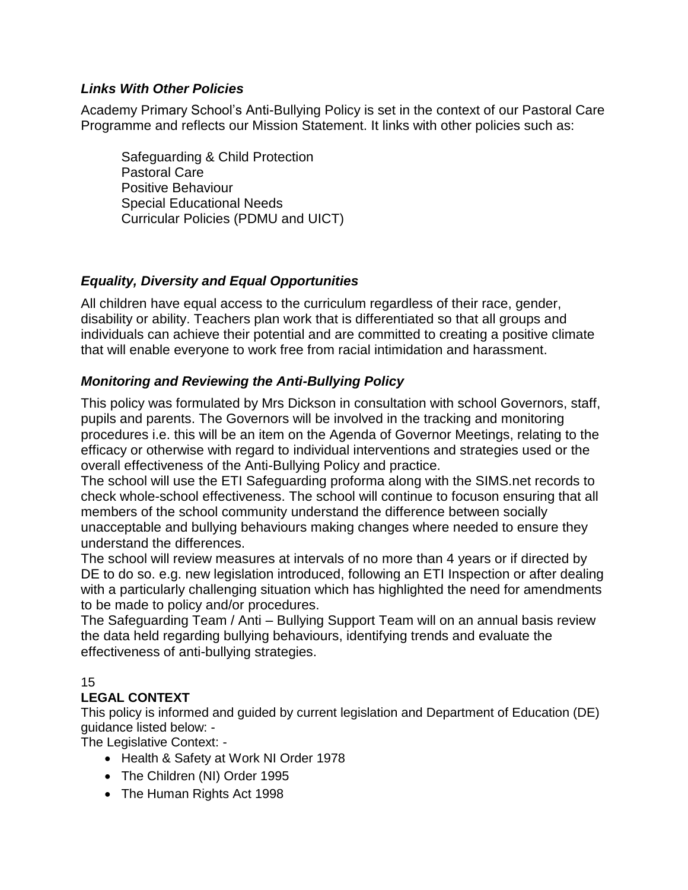### *Links With Other Policies*

Academy Primary School's Anti-Bullying Policy is set in the context of our Pastoral Care Programme and reflects our Mission Statement. It links with other policies such as:

Safeguarding & Child Protection
Pastoral Care
Positive Behaviour
Special Educational Needs
Curricular Policies (PDMU and UICT)

### *Equality, Diversity and Equal Opportunities*

All children have equal access to the curriculum regardless of their race, gender, disability or ability. Teachers plan work that is differentiated so that all groups and individuals can achieve their potential and are committed to creating a positive climate that will enable everyone to work free from racial intimidation and harassment.

### *Monitoring and Reviewing the Anti-Bullying Policy*

This policy was formulated by Mrs Dickson in consultation with school Governors, staff, pupils and parents. The Governors will be involved in the tracking and monitoring procedures i.e. this will be an item on the Agenda of Governor Meetings, relating to the efficacy or otherwise with regard to individual interventions and strategies used or the overall effectiveness of the Anti-Bullying Policy and practice.
The school will use the ETI Safeguarding proforma along with the SIMS.net records to check whole-school effectiveness. The school will continue to focuson ensuring that all members of the school community understand the difference between socially unacceptable and bullying behaviours making changes where needed to ensure they understand the differences.
The school will review measures at intervals of no more than 4 years or if directed by DE to do so. e.g. new legislation introduced, following an ETI Inspection or after dealing with a particularly challenging situation which has highlighted the need for amendments to be made to policy and/or procedures.
The Safeguarding Team / Anti – Bullying Support Team will on an annual basis review the data held regarding bullying behaviours, identifying trends and evaluate the effectiveness of anti-bullying strategies.

15
**LEGAL CONTEXT**
This policy is informed and guided by current legislation and Department of Education (DE) guidance listed below: -
The Legislative Context: -

- Health & Safety at Work NI Order 1978
- The Children (NI) Order 1995
- The Human Rights Act 1998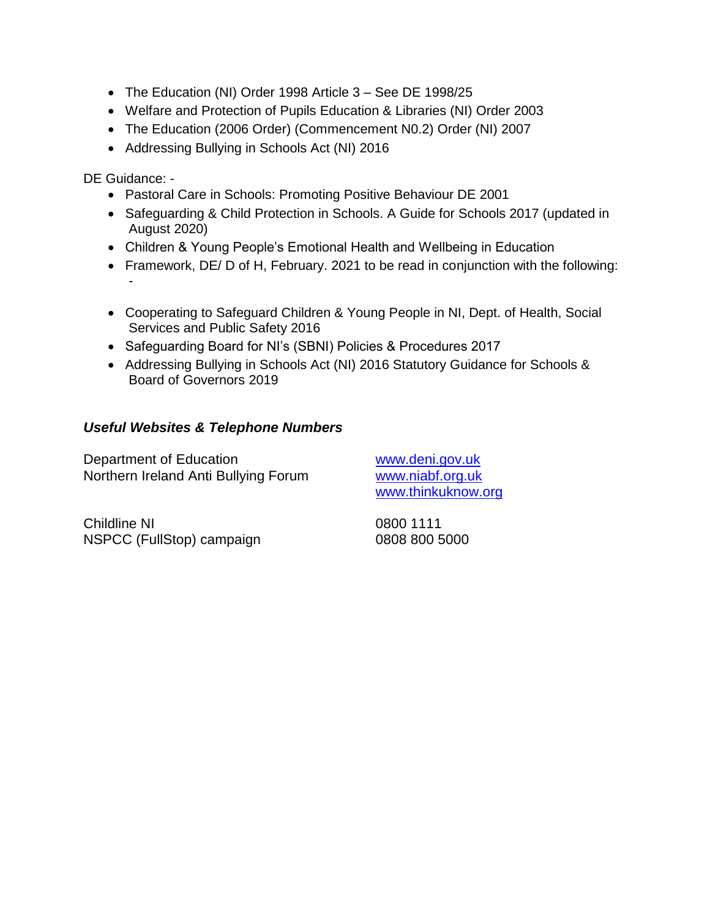- The Education (NI) Order 1998 Article 3 – See DE 1998/25
- Welfare and Protection of Pupils Education & Libraries (NI) Order 2003
- The Education (2006 Order) (Commencement N0.2) Order (NI) 2007
- Addressing Bullying in Schools Act (NI) 2016

DE Guidance: -

- Pastoral Care in Schools: Promoting Positive Behaviour DE 2001
- Safeguarding & Child Protection in Schools. A Guide for Schools 2017 (updated in August 2020)
- Children & Young People's Emotional Health and Wellbeing in Education
- Framework, DE/ D of H, February. 2021 to be read in conjunction with the following: -

- Cooperating to Safeguard Children & Young People in NI, Dept. of Health, Social Services and Public Safety 2016
- Safeguarding Board for NI's (SBNI) Policies & Procedures 2017
- Addressing Bullying in Schools Act (NI) 2016 Statutory Guidance for Schools & Board of Governors 2019

***Useful Websites & Telephone Numbers***

| | |
|---|---|
| Department of Education | www.deni.gov.uk |
| Northern Ireland Anti Bullying Forum | www.niabf.org.uk |
| | www.thinkuknow.org |
| Childline NI | 0800 1111 |
| NSPCC (FullStop) campaign | 0808 800 5000 |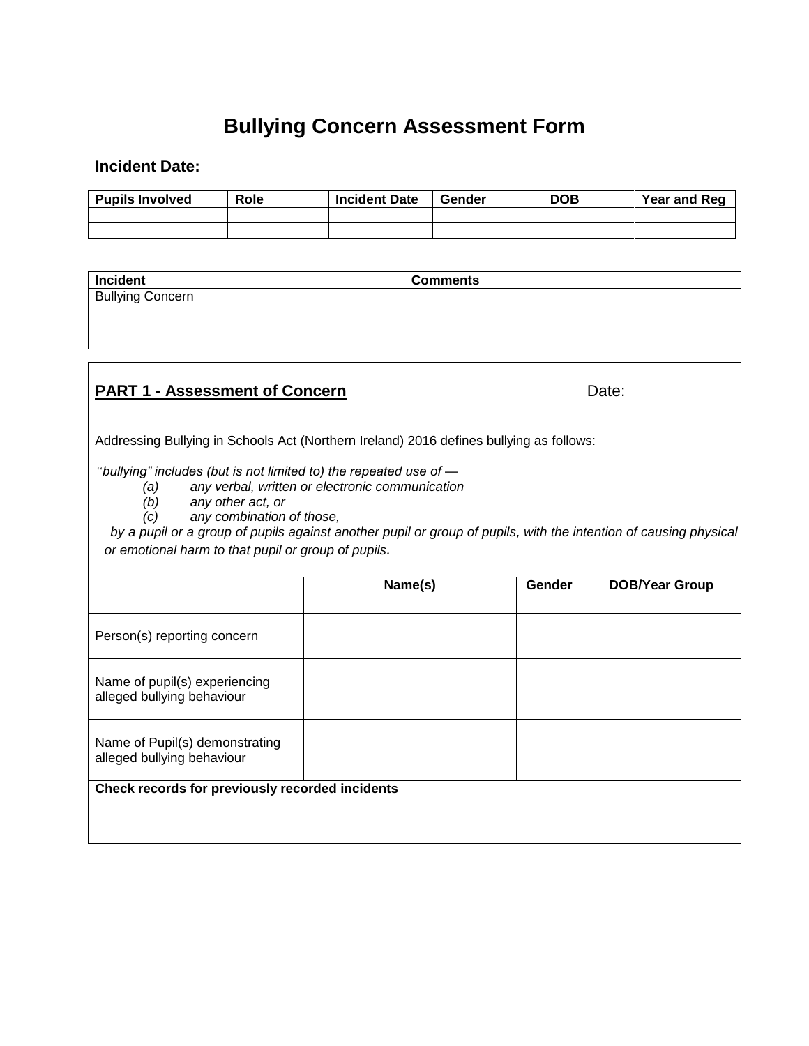# Bullying Concern Assessment Form

**Incident Date:**

| Pupils Involved | Role | Incident Date | Gender | DOB | Year and Reg |
|---|---|---|---|---|---|
| | | | | | |
| | | | | | |

| Incident | Comments |
|---|---|
| Bullying Concern | |

**PART 1 - Assessment of Concern** Date:

Addressing Bullying in Schools Act (Northern Ireland) 2016 defines bullying as follows:

*"bullying" includes (but is not limited to) the repeated use of —*

*(a) any verbal, written or electronic communication*
*(b) any other act, or*
*(c) any combination of those,*

*by a pupil or a group of pupils against another pupil or group of pupils, with the intention of causing physical or emotional harm to that pupil or group of pupils.*

| | Name(s) | Gender | DOB/Year Group |
|---|---|---|---|
| Person(s) reporting concern | | | |
| Name of pupil(s) experiencing alleged bullying behaviour | | | |
| Name of Pupil(s) demonstrating alleged bullying behaviour | | | |

**Check records for previously recorded incidents**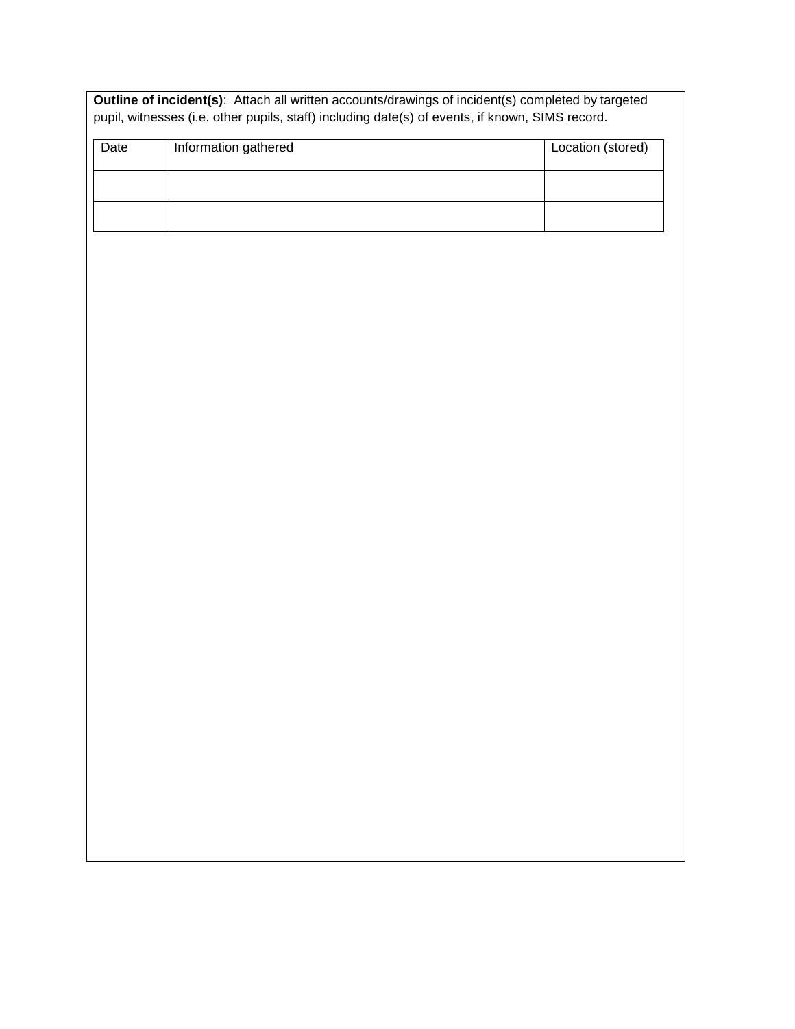**Outline of incident(s)**: Attach all written accounts/drawings of incident(s) completed by targeted pupil, witnesses (i.e. other pupils, staff) including date(s) of events, if known, SIMS record.

| Date | Information gathered | Location (stored) |
| --- | --- | --- |
| | | |
| | | |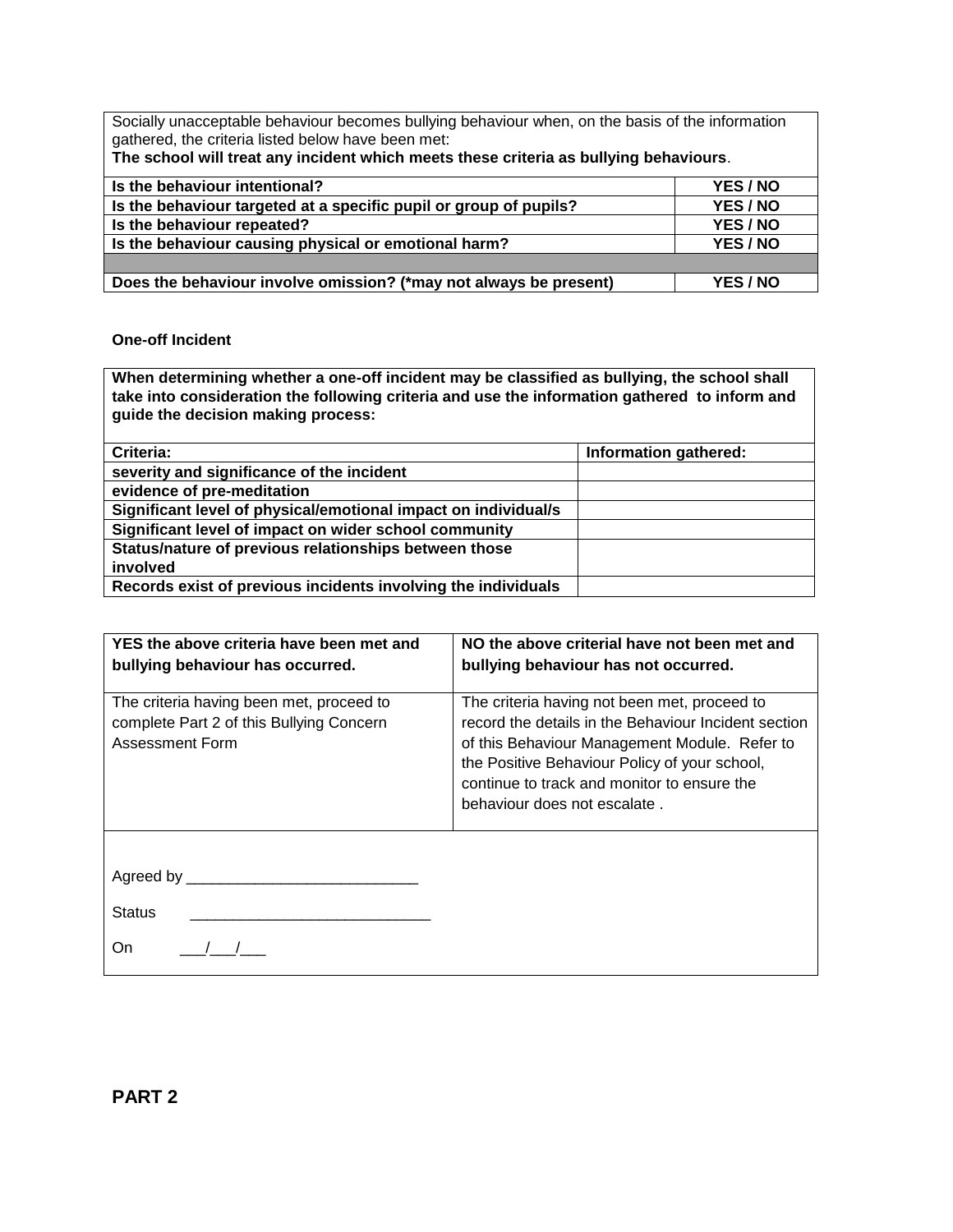| Socially unacceptable behaviour becomes bullying behaviour when, on the basis of the information gathered, the criteria listed below have been met: **The school will treat any incident which meets these criteria as bullying behaviours**. | |
|---|---|
| **Is the behaviour intentional?** | **YES / NO** |
| **Is the behaviour targeted at a specific pupil or group of pupils?** | **YES / NO** |
| **Is the behaviour repeated?** | **YES / NO** |
| **Is the behaviour causing physical or emotional harm?** | **YES / NO** |
| | |
| **Does the behaviour involve omission? (*may not always be present)** | **YES / NO** |

**One-off Incident**

| **When determining whether a one-off incident may be classified as bullying, the school shall take into consideration the following criteria and use the information gathered to inform and guide the decision making process:** | |
|---|---|
| **Criteria:** | **Information gathered:** |
| **severity and significance of the incident** | |
| **evidence of pre-meditation** | |
| **Significant level of physical/emotional impact on individual/s** | |
| **Significant level of impact on wider school community** | |
| **Status/nature of previous relationships between those involved** | |
| **Records exist of previous incidents involving the individuals** | |

| **YES the above criteria have been met and bullying behaviour has occurred.** | **NO the above criterial have not been met and bullying behaviour has not occurred.** |
|---|---|
| The criteria having been met, proceed to complete Part 2 of this Bullying Concern Assessment Form | The criteria having not been met, proceed to record the details in the Behaviour Incident section of this Behaviour Management Module. Refer to the Positive Behaviour Policy of your school, continue to track and monitor to ensure the behaviour does not escalate . |

Agreed by ___________________________

Status ____________________________

On ___/___/___

## PART 2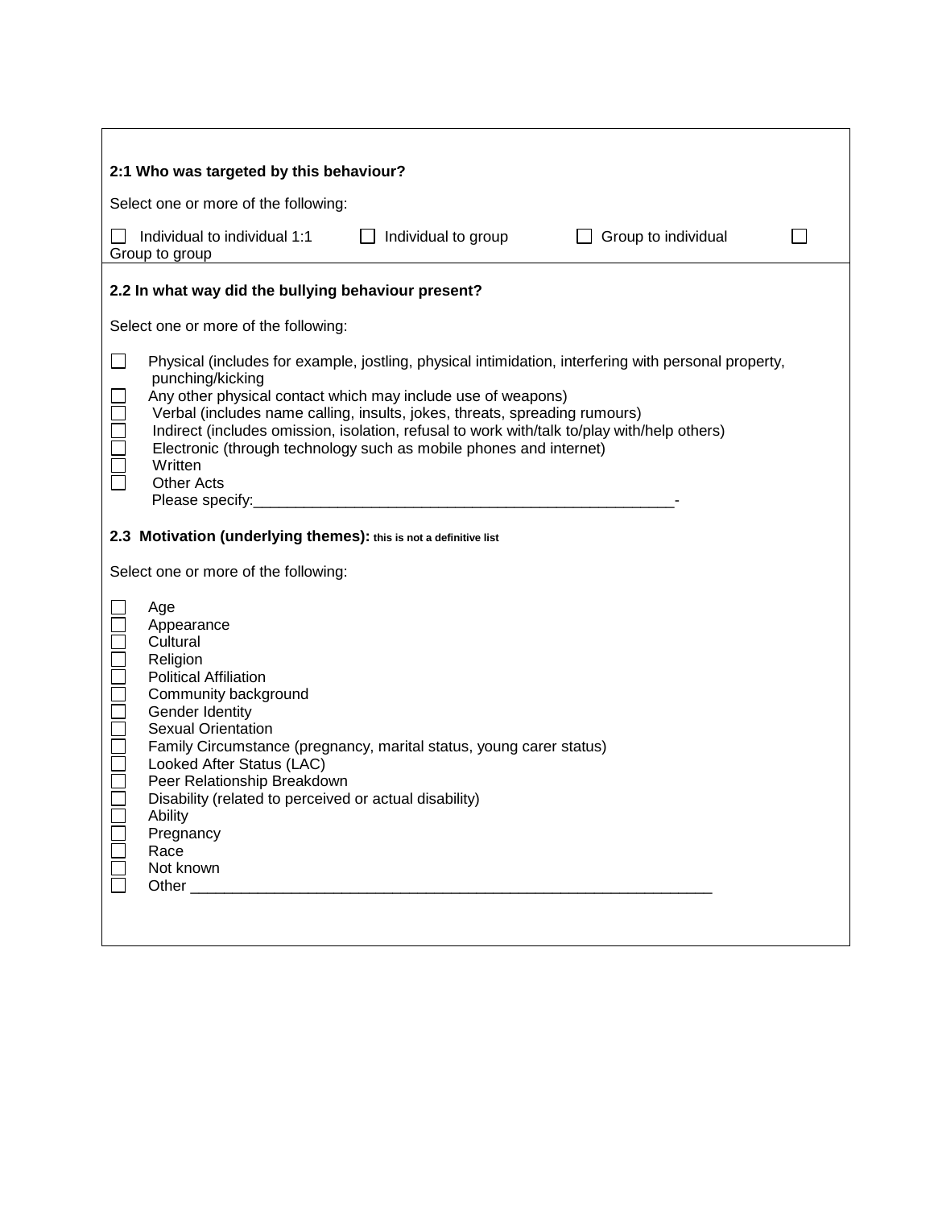**2:1 Who was targeted by this behaviour?**

Select one or more of the following:

☐ Individual to individual 1:1 ☐ Individual to group ☐ Group to individual ☐ Group to group

**2.2 In what way did the bullying behaviour present?**

Select one or more of the following:

- ☐ Physical (includes for example, jostling, physical intimidation, interfering with personal property, punching/kicking
- ☐ Any other physical contact which may include use of weapons)
- ☐ Verbal (includes name calling, insults, jokes, threats, spreading rumours)
- ☐ Indirect (includes omission, isolation, refusal to work with/talk to/play with/help others)
- ☐ Electronic (through technology such as mobile phones and internet)
- ☐ Written
- ☐ Other Acts
  Please specify:___________________________________________________-

**2.3 Motivation (underlying themes):** **this is not a definitive list**

Select one or more of the following:

- ☐ Age
- ☐ Appearance
- ☐ Cultural
- ☐ Religion
- ☐ Political Affiliation
- ☐ Community background
- ☐ Gender Identity
- ☐ Sexual Orientation
- ☐ Family Circumstance (pregnancy, marital status, young carer status)
- ☐ Looked After Status (LAC)
- ☐ Peer Relationship Breakdown
- ☐ Disability (related to perceived or actual disability)
- ☐ Ability
- ☐ Pregnancy
- ☐ Race
- ☐ Not known
- ☐ Other ________________________________________________________________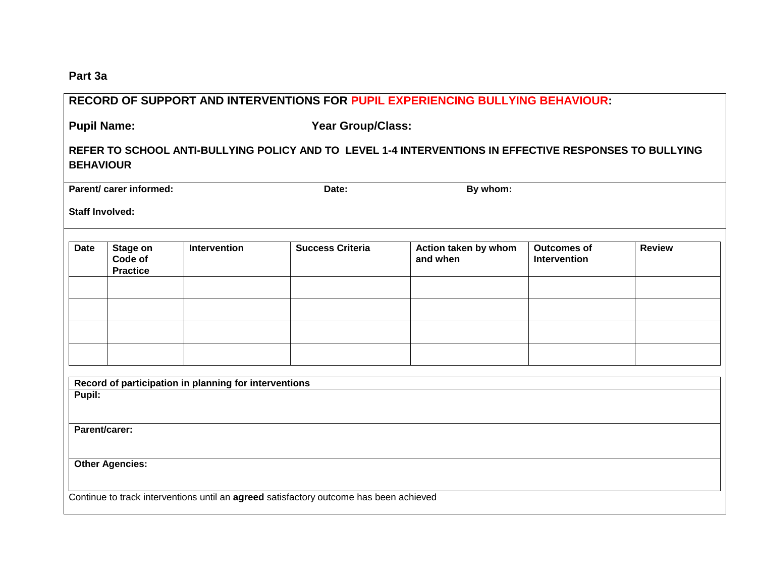**Part 3a**

**RECORD OF SUPPORT AND INTERVENTIONS FOR PUPIL EXPERIENCING BULLYING BEHAVIOUR:**

**Pupil Name:** **Year Group/Class:**

**REFER TO SCHOOL ANTI-BULLYING POLICY AND TO LEVEL 1-4 INTERVENTIONS IN EFFECTIVE RESPONSES TO BULLYING BEHAVIOUR**

**Parent/ carer informed:** **Date:** **By whom:**

**Staff Involved:**

| Date | Stage on Code of Practice | Intervention | Success Criteria | Action taken by whom and when | Outcomes of Intervention | Review |
|---|---|---|---|---|---|---|
| | | | | | | |
| | | | | | | |
| | | | | | | |
| | | | | | | |

| Record of participation in planning for interventions |
|---|
| **Pupil:** |
| **Parent/carer:** |
| **Other Agencies:** |

Continue to track interventions until an **agreed** satisfactory outcome has been achieved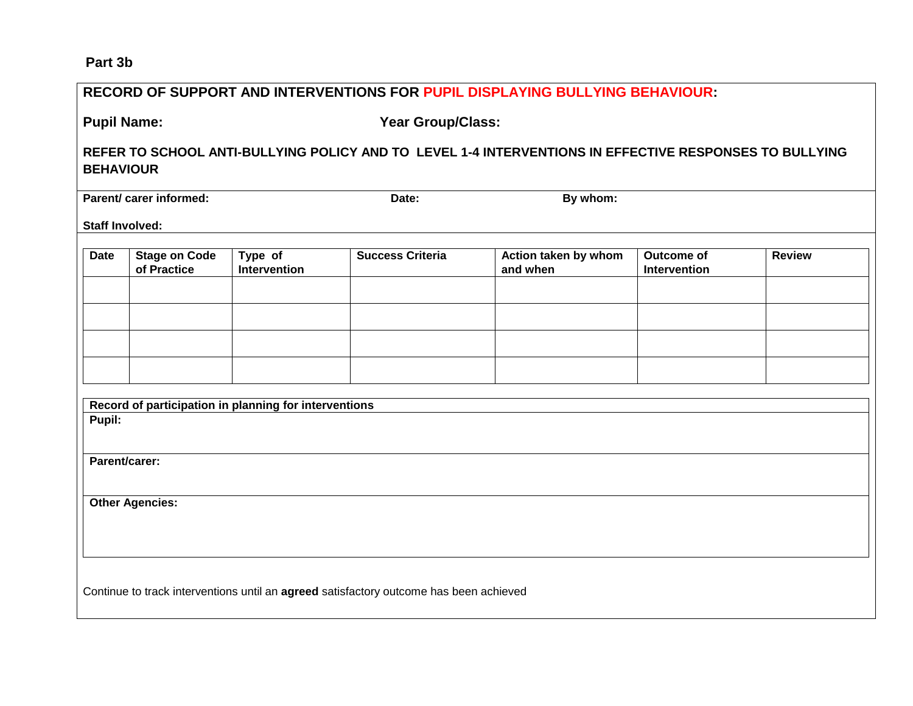**Part 3b**

**RECORD OF SUPPORT AND INTERVENTIONS FOR PUPIL DISPLAYING BULLYING BEHAVIOUR:**

**Pupil Name:** **Year Group/Class:**

**REFER TO SCHOOL ANTI-BULLYING POLICY AND TO LEVEL 1-4 INTERVENTIONS IN EFFECTIVE RESPONSES TO BULLYING BEHAVIOUR**

**Parent/ carer informed:** **Date:** **By whom:**

**Staff Involved:**

| Date | Stage on Code of Practice | Type of Intervention | Success Criteria | Action taken by whom and when | Outcome of Intervention | Review |
|---|---|---|---|---|---|---|
| | | | | | | |
| | | | | | | |
| | | | | | | |
| | | | | | | |

| Record of participation in planning for interventions |
|---|
| **Pupil:** |
| **Parent/carer:** |
| **Other Agencies:** |

Continue to track interventions until an **agreed** satisfactory outcome has been achieved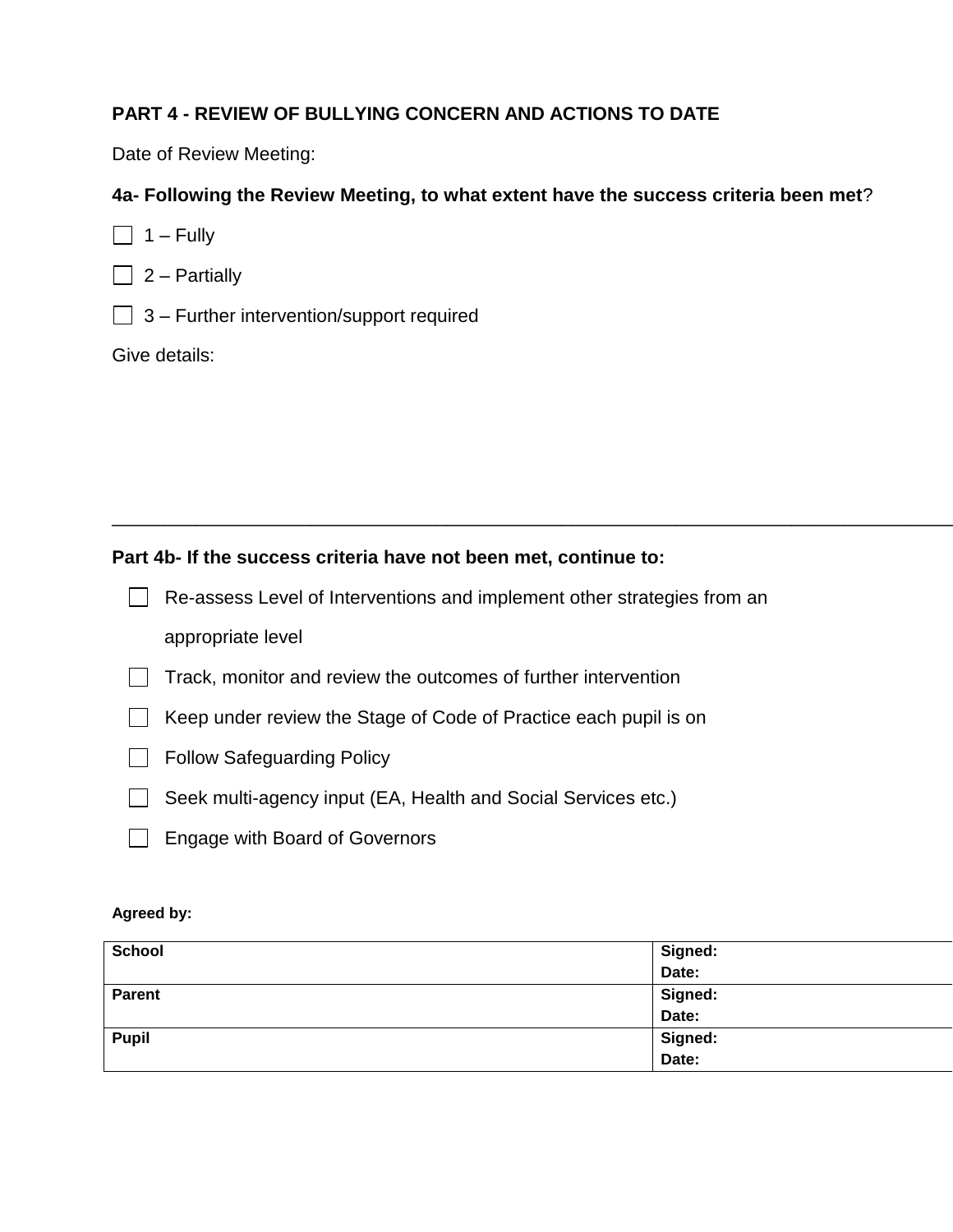**PART 4 - REVIEW OF BULLYING CONCERN AND ACTIONS TO DATE**

Date of Review Meeting:

**4a- Following the Review Meeting, to what extent have the success criteria been met**?

- ☐ 1 – Fully
- ☐ 2 – Partially
- ☐ 3 – Further intervention/support required

Give details:

---

**Part 4b- If the success criteria have not been met, continue to:**

- ☐ Re-assess Level of Interventions and implement other strategies from an appropriate level
- ☐ Track, monitor and review the outcomes of further intervention
- ☐ Keep under review the Stage of Code of Practice each pupil is on
- ☐ Follow Safeguarding Policy
- ☐ Seek multi-agency input (EA, Health and Social Services etc.)
- ☐ Engage with Board of Governors

**Agreed by:**

| | |
|---|---|
| **School** | **Signed:**<br>**Date:** |
| **Parent** | **Signed:**<br>**Date:** |
| **Pupil** | **Signed:**<br>**Date:** |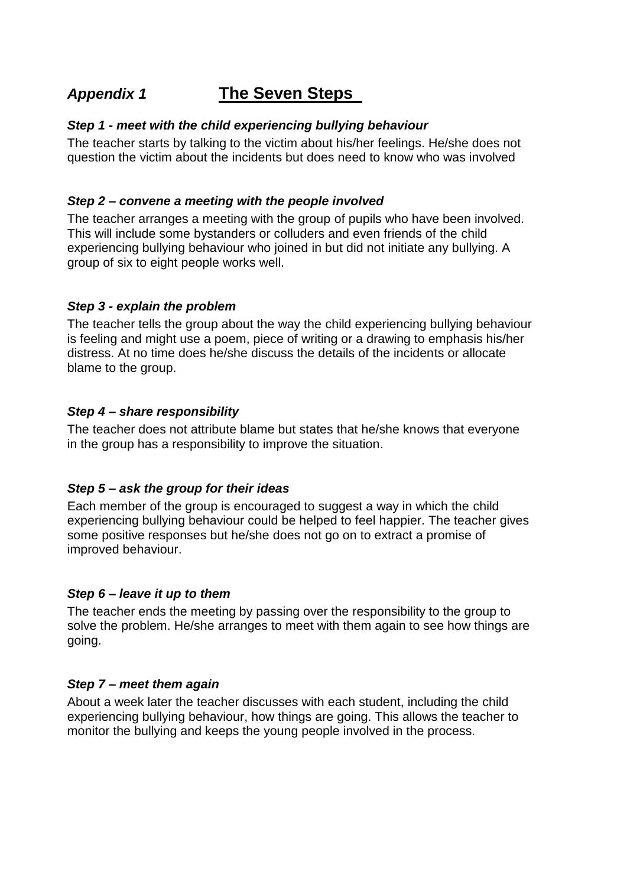## *Appendix 1* The Seven Steps

### *Step 1 - meet with the child experiencing bullying behaviour*

The teacher starts by talking to the victim about his/her feelings. He/she does not question the victim about the incidents but does need to know who was involved

### *Step 2 – convene a meeting with the people involved*

The teacher arranges a meeting with the group of pupils who have been involved. This will include some bystanders or colluders and even friends of the child experiencing bullying behaviour who joined in but did not initiate any bullying. A group of six to eight people works well.

### *Step 3 - explain the problem*

The teacher tells the group about the way the child experiencing bullying behaviour is feeling and might use a poem, piece of writing or a drawing to emphasis his/her distress. At no time does he/she discuss the details of the incidents or allocate blame to the group.

### *Step 4 – share responsibility*

The teacher does not attribute blame but states that he/she knows that everyone in the group has a responsibility to improve the situation.

### *Step 5 – ask the group for their ideas*

Each member of the group is encouraged to suggest a way in which the child experiencing bullying behaviour could be helped to feel happier. The teacher gives some positive responses but he/she does not go on to extract a promise of improved behaviour.

### *Step 6 – leave it up to them*

The teacher ends the meeting by passing over the responsibility to the group to solve the problem. He/she arranges to meet with them again to see how things are going.

### *Step 7 – meet them again*

About a week later the teacher discusses with each student, including the child experiencing bullying behaviour, how things are going. This allows the teacher to monitor the bullying and keeps the young people involved in the process.